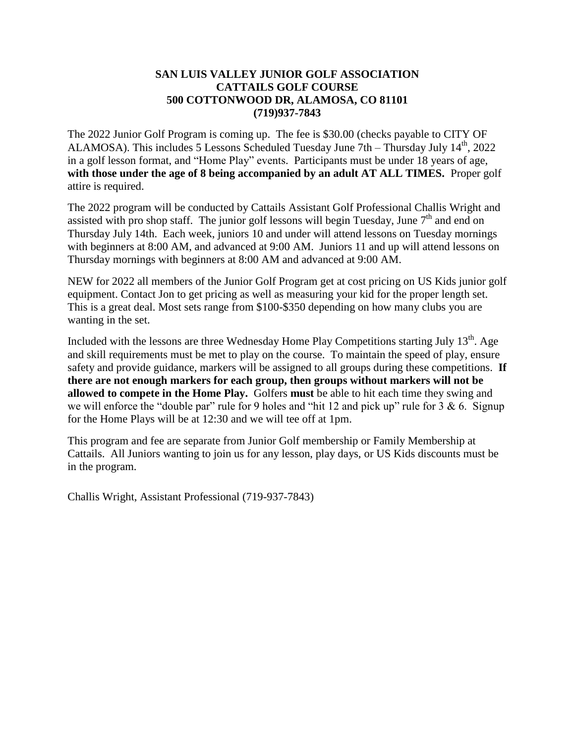**SAN LUIS VALLEY JUNIOR GOLF ASSOCIATION**
**CATTAILS GOLF COURSE**
**500 COTTONWOOD DR, ALAMOSA, CO 81101**
**(719)937-7843**

The 2022 Junior Golf Program is coming up. The fee is $30.00 (checks payable to CITY OF ALAMOSA). This includes 5 Lessons Scheduled Tuesday June 7th – Thursday July 14th, 2022 in a golf lesson format, and "Home Play" events. Participants must be under 18 years of age, **with those under the age of 8 being accompanied by an adult AT ALL TIMES.** Proper golf attire is required.

The 2022 program will be conducted by Cattails Assistant Golf Professional Challis Wright and assisted with pro shop staff. The junior golf lessons will begin Tuesday, June 7th and end on Thursday July 14th. Each week, juniors 10 and under will attend lessons on Tuesday mornings with beginners at 8:00 AM, and advanced at 9:00 AM. Juniors 11 and up will attend lessons on Thursday mornings with beginners at 8:00 AM and advanced at 9:00 AM.

NEW for 2022 all members of the Junior Golf Program get at cost pricing on US Kids junior golf equipment. Contact Jon to get pricing as well as measuring your kid for the proper length set. This is a great deal. Most sets range from $100-$350 depending on how many clubs you are wanting in the set.

Included with the lessons are three Wednesday Home Play Competitions starting July 13th. Age and skill requirements must be met to play on the course. To maintain the speed of play, ensure safety and provide guidance, markers will be assigned to all groups during these competitions. **If there are not enough markers for each group, then groups without markers will not be allowed to compete in the Home Play.** Golfers **must** be able to hit each time they swing and we will enforce the "double par" rule for 9 holes and "hit 12 and pick up" rule for 3 & 6. Signup for the Home Plays will be at 12:30 and we will tee off at 1pm.

This program and fee are separate from Junior Golf membership or Family Membership at Cattails. All Juniors wanting to join us for any lesson, play days, or US Kids discounts must be in the program.

Challis Wright, Assistant Professional (719-937-7843)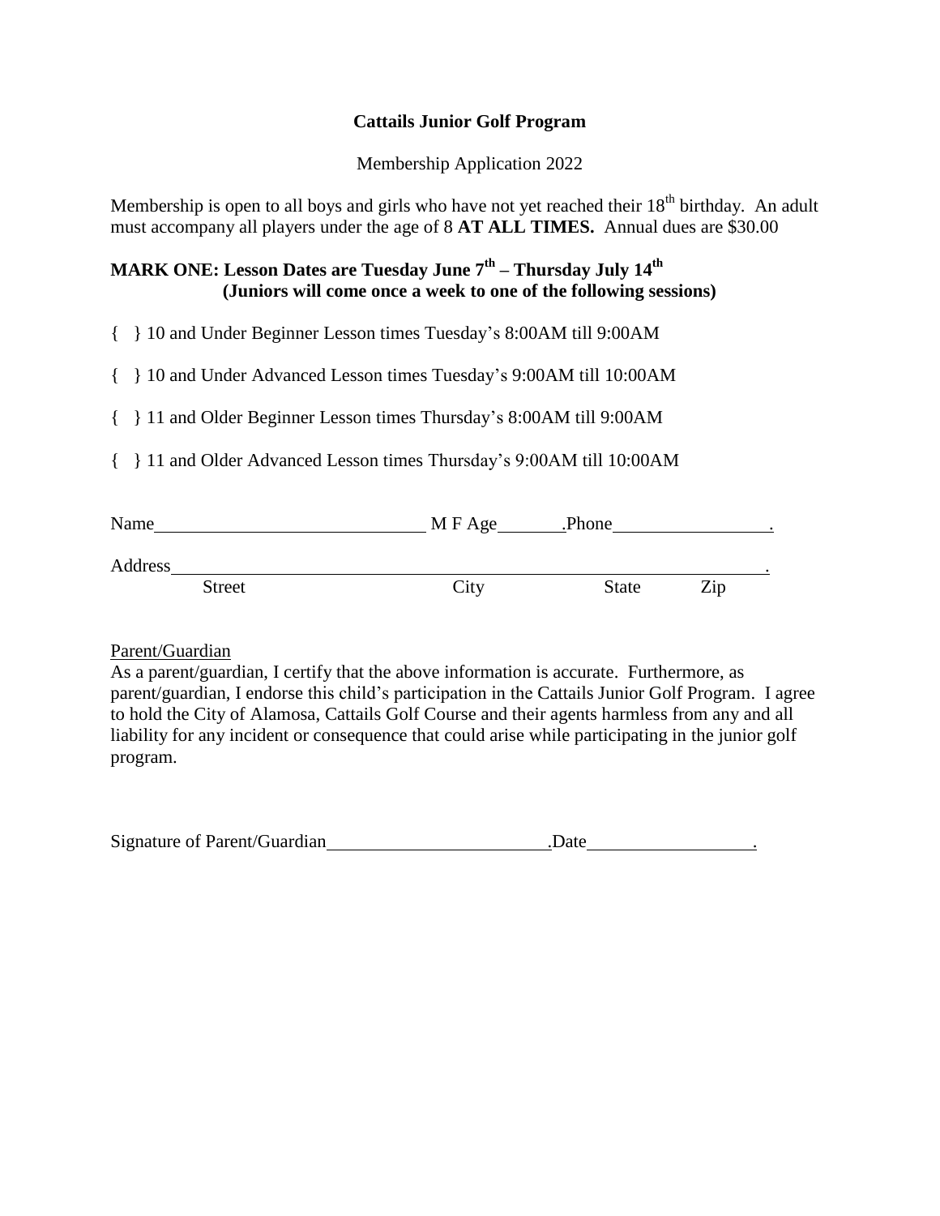**Cattails Junior Golf Program**

Membership Application 2022

Membership is open to all boys and girls who have not yet reached their 18th birthday. An adult must accompany all players under the age of 8 **AT ALL TIMES.** Annual dues are $30.00

**MARK ONE: Lesson Dates are Tuesday June 7th – Thursday July 14th**
**(Juniors will come once a week to one of the following sessions)**

{ } 10 and Under Beginner Lesson times Tuesday's 8:00AM till 9:00AM

{ } 10 and Under Advanced Lesson times Tuesday's 9:00AM till 10:00AM

{ } 11 and Older Beginner Lesson times Thursday's 8:00AM till 9:00AM

{ } 11 and Older Advanced Lesson times Thursday's 9:00AM till 10:00AM

Name______________________________ M F Age________.Phone__________________.

Address____________________________________________________________________.
Street City State Zip

Parent/Guardian
As a parent/guardian, I certify that the above information is accurate. Furthermore, as parent/guardian, I endorse this child's participation in the Cattails Junior Golf Program. I agree to hold the City of Alamosa, Cattails Golf Course and their agents harmless from any and all liability for any incident or consequence that could arise while participating in the junior golf program.

Signature of Parent/Guardian_________________________.Date__________________.